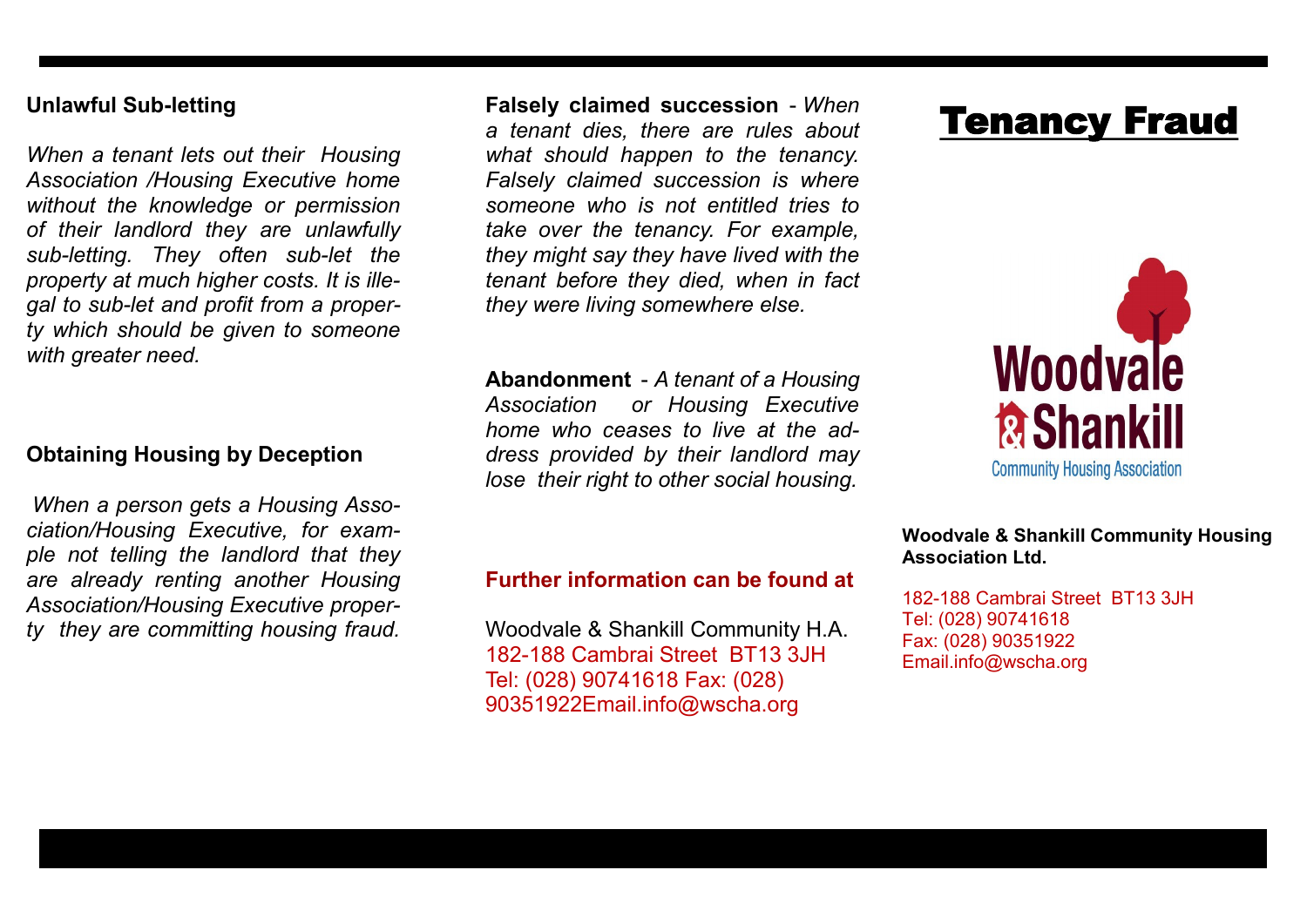**Unlawful Sub-letting**

*When a tenant lets out their Housing Association /Housing Executive home without the knowledge or permission of their landlord they are unlawfully sub-letting. They often sub-let the property at much higher costs. It is illegal to sub-let and profit from a property which should be given to someone with greater need.*

**Obtaining Housing by Deception**

*When a person gets a Housing Association/Housing Executive, for example not telling the landlord that they are already renting another Housing Association/Housing Executive property they are committing housing fraud.*

**Falsely claimed succession** - *When a tenant dies, there are rules about what should happen to the tenancy. Falsely claimed succession is where someone who is not entitled tries to take over the tenancy. For example, they might say they have lived with the tenant before they died, when in fact they were living somewhere else.*

**Abandonment** - *A tenant of a Housing Association or Housing Executive home who ceases to live at the address provided by their landlord may lose their right to other social housing.*

**Further information can be found at**

Woodvale & Shankill Community H.A.
182-188 Cambrai Street BT13 3JH
Tel: (028) 90741618 Fax: (028) 90351922Email.info@wscha.org

# Tenancy Fraud

Woodvale & Shankill Community Housing Association

**Woodvale & Shankill Community Housing Association Ltd.**

182-188 Cambrai Street BT13 3JH
Tel: (028) 90741618
Fax: (028) 90351922
Email.info@wscha.org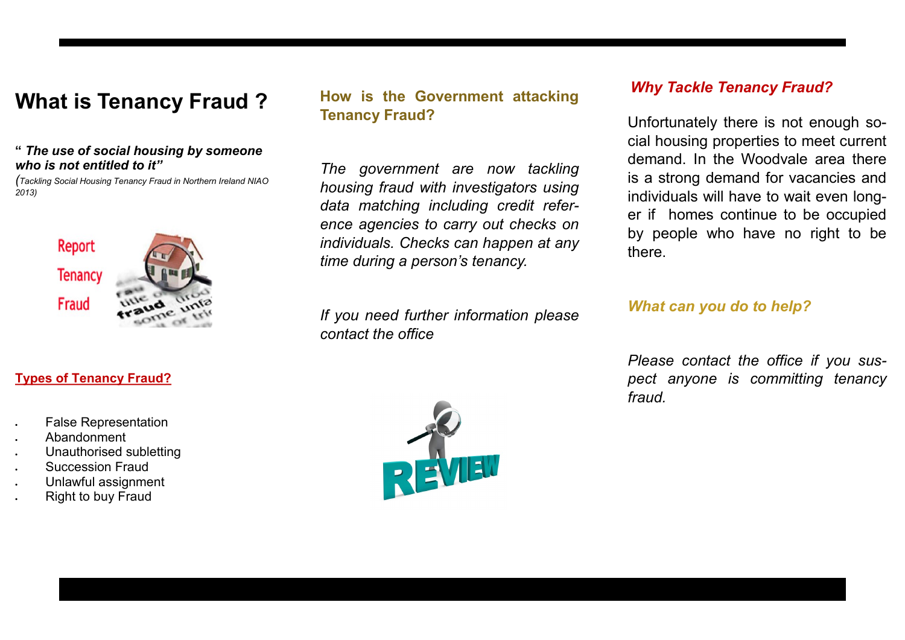# What is Tenancy Fraud ?

***" The use of social housing by someone who is not entitled to it"***

*(Tackling Social Housing Tenancy Fraud in Northern Ireland NIAO 2013)*

**Types of Tenancy Fraud?**

- False Representation
- Abandonment
- Unauthorised subletting
- Succession Fraud
- Unlawful assignment
- Right to buy Fraud

## How is the Government attacking Tenancy Fraud?

*The government are now tackling housing fraud with investigators using data matching including credit reference agencies to carry out checks on individuals. Checks can happen at any time during a person's tenancy.*

*If you need further information please contact the office*

## *Why Tackle Tenancy Fraud?*

Unfortunately there is not enough social housing properties to meet current demand. In the Woodvale area there is a strong demand for vacancies and individuals will have to wait even longer if homes continue to be occupied by people who have no right to be there.

### *What can you do to help?*

*Please contact the office if you suspect anyone is committing tenancy fraud.*